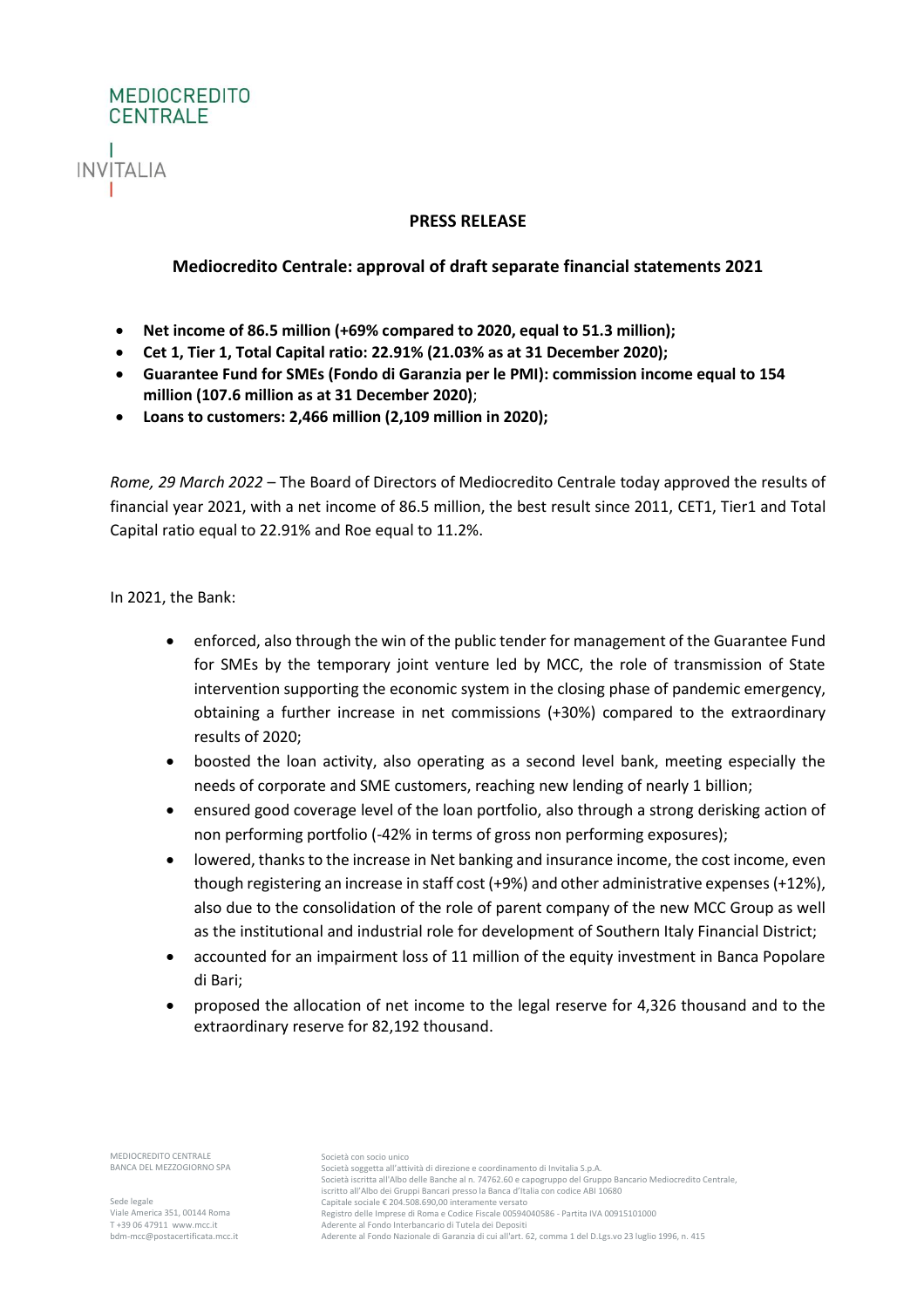MEDIOCREDITO CENTRALE

INVITALIA

**PRESS RELEASE**

**Mediocredito Centrale: approval of draft separate financial statements 2021**

- **Net income of 86.5 million (+69% compared to 2020, equal to 51.3 million);**
- **Cet 1, Tier 1, Total Capital ratio: 22.91% (21.03% as at 31 December 2020);**
- **Guarantee Fund for SMEs (Fondo di Garanzia per le PMI): commission income equal to 154 million (107.6 million as at 31 December 2020)**;
- **Loans to customers: 2,466 million (2,109 million in 2020);**

*Rome, 29 March 2022* – The Board of Directors of Mediocredito Centrale today approved the results of financial year 2021, with a net income of 86.5 million, the best result since 2011, CET1, Tier1 and Total Capital ratio equal to 22.91% and Roe equal to 11.2%.

In 2021, the Bank:

- enforced, also through the win of the public tender for management of the Guarantee Fund for SMEs by the temporary joint venture led by MCC, the role of transmission of State intervention supporting the economic system in the closing phase of pandemic emergency, obtaining a further increase in net commissions (+30%) compared to the extraordinary results of 2020;
- boosted the loan activity, also operating as a second level bank, meeting especially the needs of corporate and SME customers, reaching new lending of nearly 1 billion;
- ensured good coverage level of the loan portfolio, also through a strong derisking action of non performing portfolio (-42% in terms of gross non performing exposures);
- lowered, thanks to the increase in Net banking and insurance income, the cost income, even though registering an increase in staff cost (+9%) and other administrative expenses (+12%), also due to the consolidation of the role of parent company of the new MCC Group as well as the institutional and industrial role for development of Southern Italy Financial District;
- accounted for an impairment loss of 11 million of the equity investment in Banca Popolare di Bari;
- proposed the allocation of net income to the legal reserve for 4,326 thousand and to the extraordinary reserve for 82,192 thousand.

MEDIOCREDITO CENTRALE
BANCA DEL MEZZOGIORNO SPA

Sede legale
Viale America 351, 00144 Roma
T +39 06 47911 www.mcc.it
bdm-mcc@postacertificata.mcc.it

Società con socio unico
Società soggetta all'attività di direzione e coordinamento di Invitalia S.p.A.
Società iscritta all'Albo delle Banche al n. 74762.60 e capogruppo del Gruppo Bancario Mediocredito Centrale, iscritto all'Albo dei Gruppi Bancari presso la Banca d'Italia con codice ABI 10680
Capitale sociale € 204.508.690,00 interamente versato
Registro delle Imprese di Roma e Codice Fiscale 00594040586 - Partita IVA 00915101000
Aderente al Fondo Interbancario di Tutela dei Depositi
Aderente al Fondo Nazionale di Garanzia di cui all'art. 62, comma 1 del D.Lgs.vo 23 luglio 1996, n. 415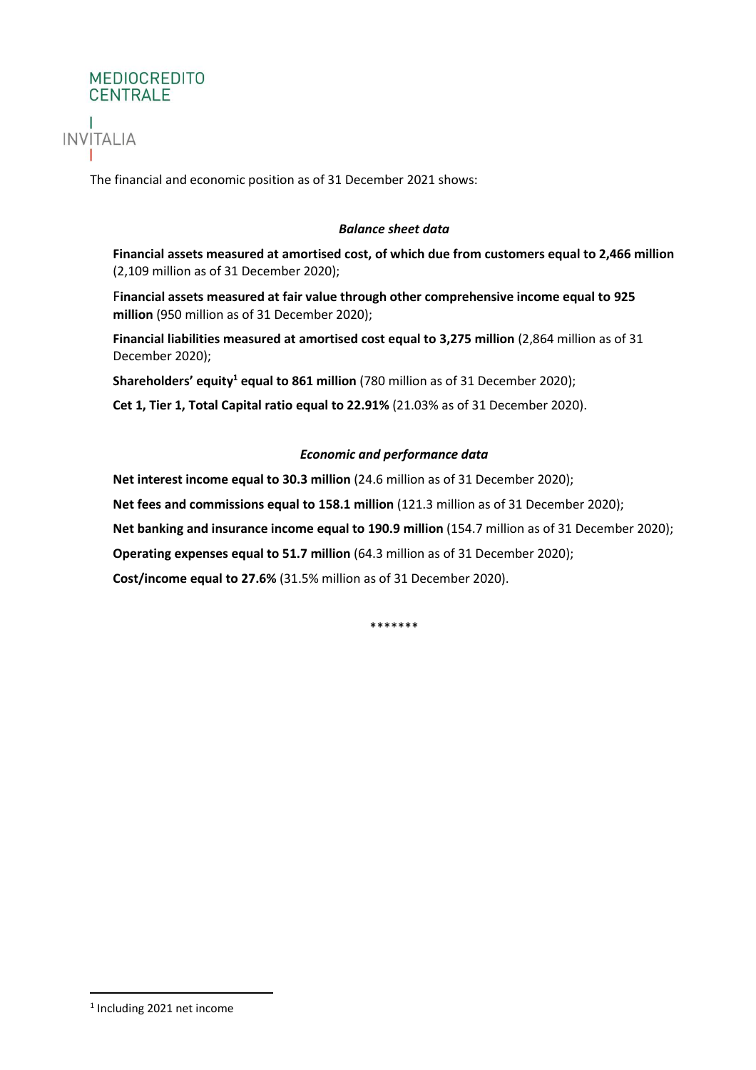The financial and economic position as of 31 December 2021 shows:

### *Balance sheet data*

**Financial assets measured at amortised cost, of which due from customers equal to 2,466 million** (2,109 million as of 31 December 2020);

**Financial assets measured at fair value through other comprehensive income equal to 925 million** (950 million as of 31 December 2020);

**Financial liabilities measured at amortised cost equal to 3,275 million** (2,864 million as of 31 December 2020);

**Shareholders' equity[1] equal to 861 million** (780 million as of 31 December 2020);

**Cet 1, Tier 1, Total Capital ratio equal to 22.91%** (21.03% as of 31 December 2020).

### *Economic and performance data*

**Net interest income equal to 30.3 million** (24.6 million as of 31 December 2020);

**Net fees and commissions equal to 158.1 million** (121.3 million as of 31 December 2020);

**Net banking and insurance income equal to 190.9 million** (154.7 million as of 31 December 2020);

**Operating expenses equal to 51.7 million** (64.3 million as of 31 December 2020);

**Cost/income equal to 27.6%** (31.5% million as of 31 December 2020).

*******

[1] Including 2021 net income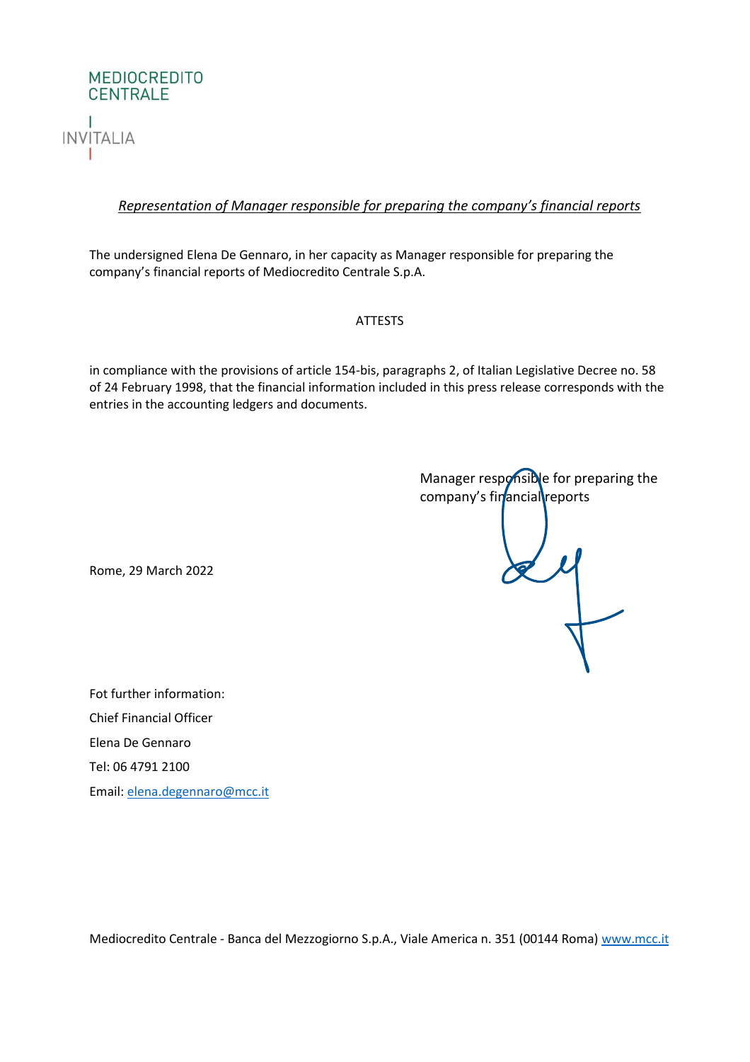MEDIOCREDITO CENTRALE

INVITALIA

*Representation of Manager responsible for preparing the company's financial reports*

The undersigned Elena De Gennaro, in her capacity as Manager responsible for preparing the company's financial reports of Mediocredito Centrale S.p.A.

ATTESTS

in compliance with the provisions of article 154-bis, paragraphs 2, of Italian Legislative Decree no. 58 of 24 February 1998, that the financial information included in this press release corresponds with the entries in the accounting ledgers and documents.

Manager responsible for preparing the company's financial reports

Rome, 29 March 2022

Fot further information:

Chief Financial Officer

Elena De Gennaro

Tel: 06 4791 2100

Email: elena.degennaro@mcc.it

Mediocredito Centrale - Banca del Mezzogiorno S.p.A., Viale America n. 351 (00144 Roma) www.mcc.it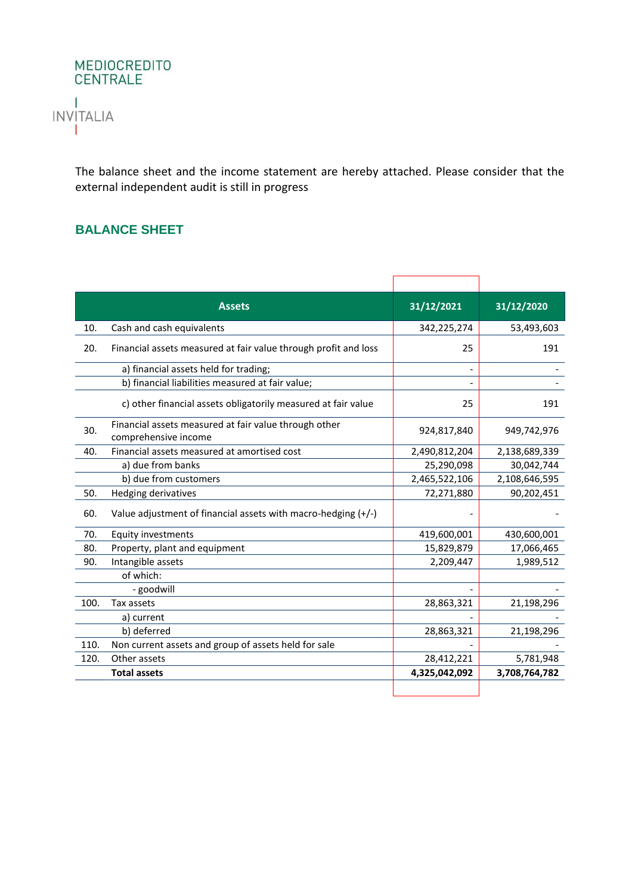MEDIOCREDITO CENTRALE

INVITALIA

The balance sheet and the income statement are hereby attached. Please consider that the external independent audit is still in progress

## BALANCE SHEET

| | Assets | 31/12/2021 | 31/12/2020 |
|---|---|---|---|
| 10. | Cash and cash equivalents | 342,225,274 | 53,493,603 |
| 20. | Financial assets measured at fair value through profit and loss | 25 | 191 |
| | a) financial assets held for trading; | - | - |
| | b) financial liabilities measured at fair value; | - | - |
| | c) other financial assets obligatorily measured at fair value | 25 | 191 |
| 30. | Financial assets measured at fair value through other comprehensive income | 924,817,840 | 949,742,976 |
| 40. | Financial assets measured at amortised cost | 2,490,812,204 | 2,138,689,339 |
| | a) due from banks | 25,290,098 | 30,042,744 |
| | b) due from customers | 2,465,522,106 | 2,108,646,595 |
| 50. | Hedging derivatives | 72,271,880 | 90,202,451 |
| 60. | Value adjustment of financial assets with macro-hedging (+/-) | - | - |
| 70. | Equity investments | 419,600,001 | 430,600,001 |
| 80. | Property, plant and equipment | 15,829,879 | 17,066,465 |
| 90. | Intangible assets | 2,209,447 | 1,989,512 |
| | of which: | | |
| | - goodwill | - | - |
| 100. | Tax assets | 28,863,321 | 21,198,296 |
| | a) current | - | - |
| | b) deferred | 28,863,321 | 21,198,296 |
| 110. | Non current assets and group of assets held for sale | - | - |
| 120. | Other assets | 28,412,221 | 5,781,948 |
| | **Total assets** | **4,325,042,092** | **3,708,764,782** |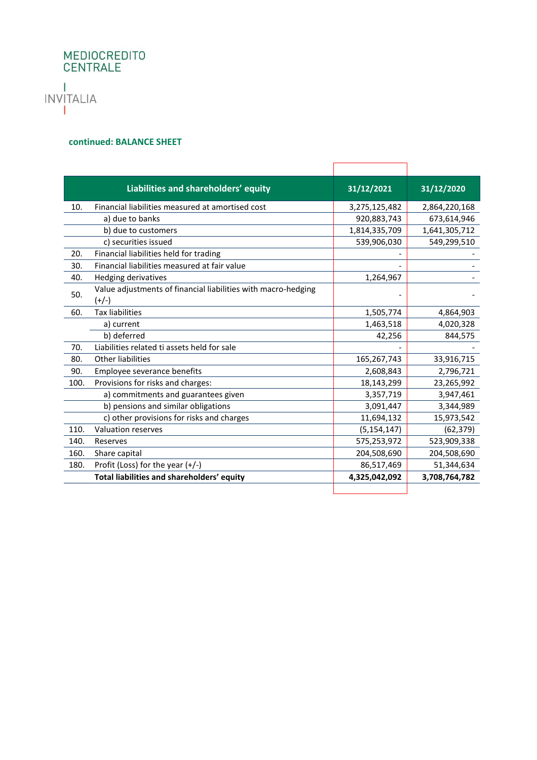MEDIOCREDITO CENTRALE

INVITALIA

**continued: BALANCE SHEET**

| | Liabilities and shareholders' equity | 31/12/2021 | 31/12/2020 |
|---|---|---|---|
| 10. | Financial liabilities measured at amortised cost | 3,275,125,482 | 2,864,220,168 |
| | a) due to banks | 920,883,743 | 673,614,946 |
| | b) due to customers | 1,814,335,709 | 1,641,305,712 |
| | c) securities issued | 539,906,030 | 549,299,510 |
| 20. | Financial liabilities held for trading | - | - |
| 30. | Financial liabilities measured at fair value | - | - |
| 40. | Hedging derivatives | 1,264,967 | - |
| 50. | Value adjustments of financial liabilities with macro-hedging (+/-) | - | - |
| 60. | Tax liabilities | 1,505,774 | 4,864,903 |
| | a) current | 1,463,518 | 4,020,328 |
| | b) deferred | 42,256 | 844,575 |
| 70. | Liabilities related ti assets held for sale | - | - |
| 80. | Other liabilities | 165,267,743 | 33,916,715 |
| 90. | Employee severance benefits | 2,608,843 | 2,796,721 |
| 100. | Provisions for risks and charges: | 18,143,299 | 23,265,992 |
| | a) commitments and guarantees given | 3,357,719 | 3,947,461 |
| | b) pensions and similar obligations | 3,091,447 | 3,344,989 |
| | c) other provisions for risks and charges | 11,694,132 | 15,973,542 |
| 110. | Valuation reserves | (5,154,147) | (62,379) |
| 140. | Reserves | 575,253,972 | 523,909,338 |
| 160. | Share capital | 204,508,690 | 204,508,690 |
| 180. | Profit (Loss) for the year (+/-) | 86,517,469 | 51,344,634 |
| | **Total liabilities and shareholders' equity** | **4,325,042,092** | **3,708,764,782** |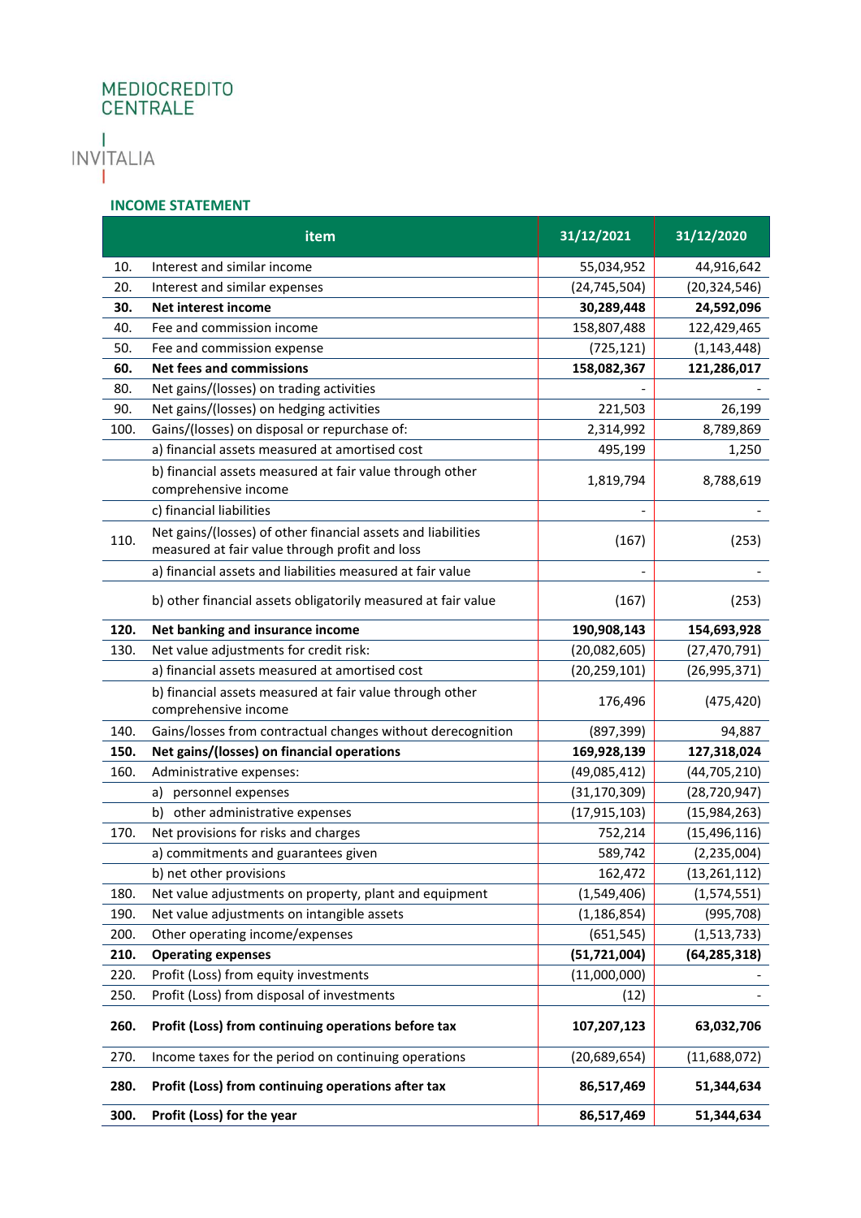MEDIOCREDITO CENTRALE

INVITALIA

## INCOME STATEMENT

| | item | 31/12/2021 | 31/12/2020 |
|---|---|---|---|
| 10. | Interest and similar income | 55,034,952 | 44,916,642 |
| 20. | Interest and similar expenses | (24,745,504) | (20,324,546) |
| **30.** | **Net interest income** | **30,289,448** | **24,592,096** |
| 40. | Fee and commission income | 158,807,488 | 122,429,465 |
| 50. | Fee and commission expense | (725,121) | (1,143,448) |
| **60.** | **Net fees and commissions** | **158,082,367** | **121,286,017** |
| 80. | Net gains/(losses) on trading activities | - | - |
| 90. | Net gains/(losses) on hedging activities | 221,503 | 26,199 |
| 100. | Gains/(losses) on disposal or repurchase of: | 2,314,992 | 8,789,869 |
| | a) financial assets measured at amortised cost | 495,199 | 1,250 |
| | b) financial assets measured at fair value through other comprehensive income | 1,819,794 | 8,788,619 |
| | c) financial liabilities | - | - |
| 110. | Net gains/(losses) of other financial assets and liabilities measured at fair value through profit and loss | (167) | (253) |
| | a) financial assets and liabilities measured at fair value | - | - |
| | b) other financial assets obligatorily measured at fair value | (167) | (253) |
| **120.** | **Net banking and insurance income** | **190,908,143** | **154,693,928** |
| 130. | Net value adjustments for credit risk: | (20,082,605) | (27,470,791) |
| | a) financial assets measured at amortised cost | (20,259,101) | (26,995,371) |
| | b) financial assets measured at fair value through other comprehensive income | 176,496 | (475,420) |
| 140. | Gains/losses from contractual changes without derecognition | (897,399) | 94,887 |
| **150.** | **Net gains/(losses) on financial operations** | **169,928,139** | **127,318,024** |
| 160. | Administrative expenses: | (49,085,412) | (44,705,210) |
| | a) personnel expenses | (31,170,309) | (28,720,947) |
| | b) other administrative expenses | (17,915,103) | (15,984,263) |
| 170. | Net provisions for risks and charges | 752,214 | (15,496,116) |
| | a) commitments and guarantees given | 589,742 | (2,235,004) |
| | b) net other provisions | 162,472 | (13,261,112) |
| 180. | Net value adjustments on property, plant and equipment | (1,549,406) | (1,574,551) |
| 190. | Net value adjustments on intangible assets | (1,186,854) | (995,708) |
| 200. | Other operating income/expenses | (651,545) | (1,513,733) |
| **210.** | **Operating expenses** | **(51,721,004)** | **(64,285,318)** |
| 220. | Profit (Loss) from equity investments | (11,000,000) | - |
| 250. | Profit (Loss) from disposal of investments | (12) | - |
| **260.** | **Profit (Loss) from continuing operations before tax** | **107,207,123** | **63,032,706** |
| 270. | Income taxes for the period on continuing operations | (20,689,654) | (11,688,072) |
| **280.** | **Profit (Loss) from continuing operations after tax** | **86,517,469** | **51,344,634** |
| **300.** | **Profit (Loss) for the year** | **86,517,469** | **51,344,634** |